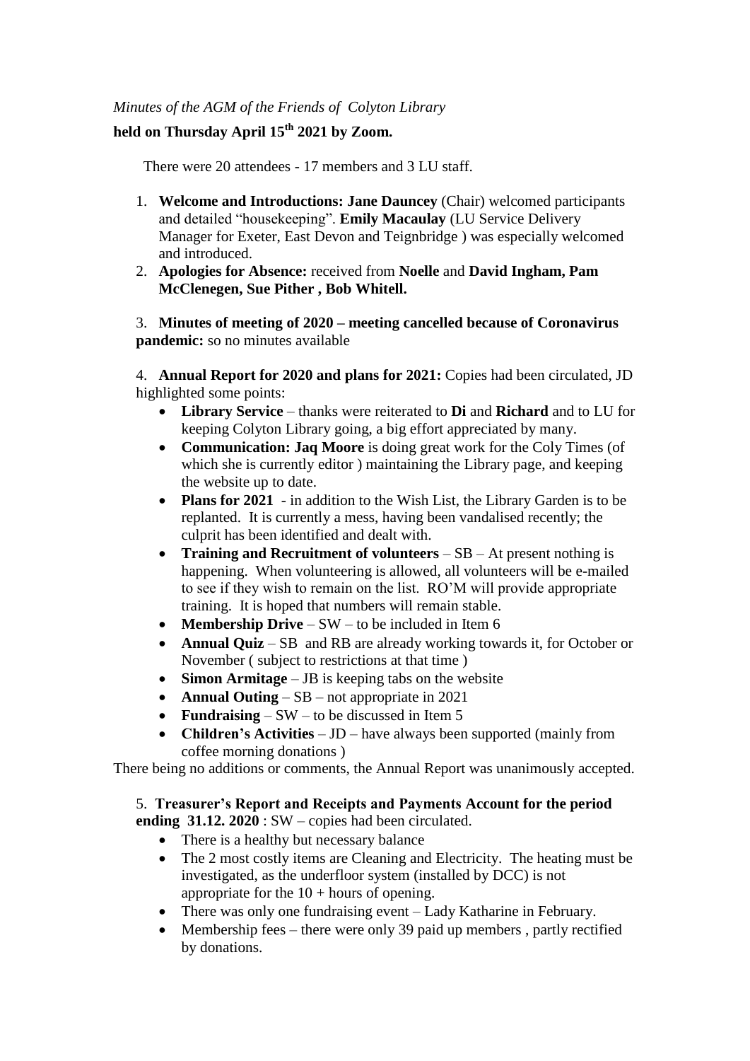*Minutes of the AGM of the Friends of Colyton Library*

**held on Thursday April 15th 2021 by Zoom.**

There were 20 attendees - 17 members and 3 LU staff.

1. **Welcome and Introductions: Jane Dauncey** (Chair) welcomed participants and detailed "housekeeping". **Emily Macaulay** (LU Service Delivery Manager for Exeter, East Devon and Teignbridge ) was especially welcomed and introduced.
2. **Apologies for Absence:** received from **Noelle** and **David Ingham, Pam McClenegen, Sue Pither , Bob Whitell.**

3. **Minutes of meeting of 2020 – meeting cancelled because of Coronavirus pandemic:** so no minutes available

4. **Annual Report for 2020 and plans for 2021:** Copies had been circulated, JD highlighted some points:

- **Library Service** – thanks were reiterated to **Di** and **Richard** and to LU for keeping Colyton Library going, a big effort appreciated by many.
- **Communication: Jaq Moore** is doing great work for the Coly Times (of which she is currently editor ) maintaining the Library page, and keeping the website up to date.
- **Plans for 2021** - in addition to the Wish List, the Library Garden is to be replanted. It is currently a mess, having been vandalised recently; the culprit has been identified and dealt with.
- **Training and Recruitment of volunteers** – SB – At present nothing is happening. When volunteering is allowed, all volunteers will be e-mailed to see if they wish to remain on the list. RO'M will provide appropriate training. It is hoped that numbers will remain stable.
- **Membership Drive** – SW – to be included in Item 6
- **Annual Quiz** – SB and RB are already working towards it, for October or November ( subject to restrictions at that time )
- **Simon Armitage** – JB is keeping tabs on the website
- **Annual Outing** – SB – not appropriate in 2021
- **Fundraising** – SW – to be discussed in Item 5
- **Children's Activities** – JD – have always been supported (mainly from coffee morning donations )

There being no additions or comments, the Annual Report was unanimously accepted.

5. **Treasurer's Report and Receipts and Payments Account for the period ending 31.12. 2020** : SW – copies had been circulated.

- There is a healthy but necessary balance
- The 2 most costly items are Cleaning and Electricity. The heating must be investigated, as the underfloor system (installed by DCC) is not appropriate for the 10 + hours of opening.
- There was only one fundraising event – Lady Katharine in February.
- Membership fees – there were only 39 paid up members , partly rectified by donations.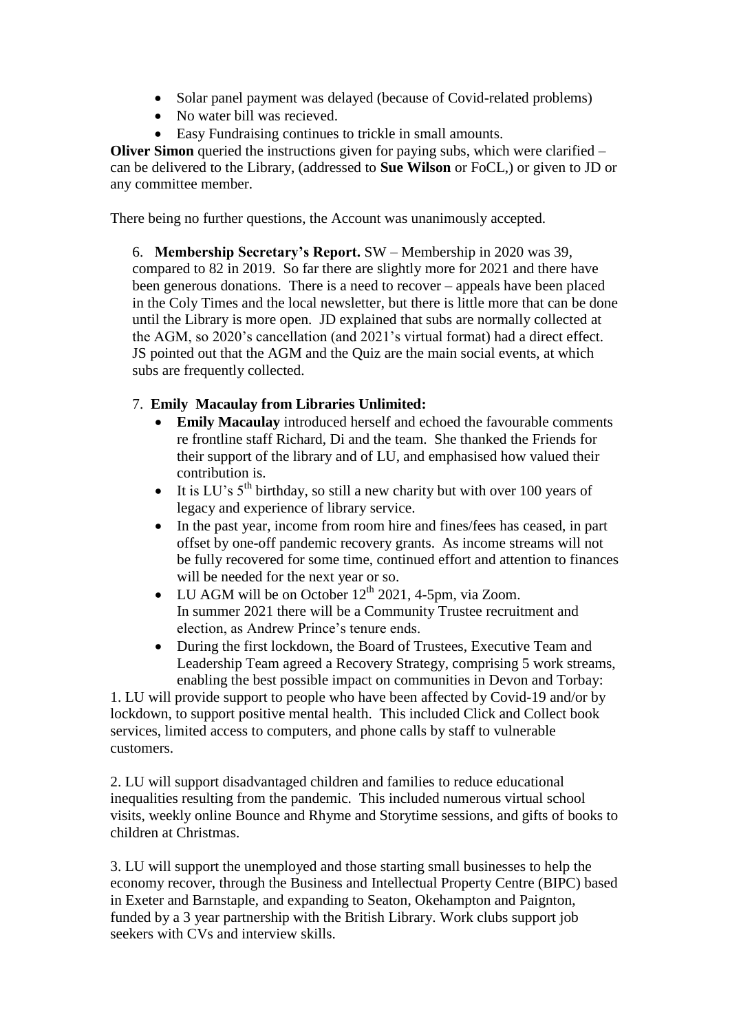- Solar panel payment was delayed (because of Covid-related problems)
- No water bill was recieved.
- Easy Fundraising continues to trickle in small amounts.

**Oliver Simon** queried the instructions given for paying subs, which were clarified – can be delivered to the Library, (addressed to **Sue Wilson** or FoCL,) or given to JD or any committee member.

There being no further questions, the Account was unanimously accepted.

6. **Membership Secretary's Report.** SW – Membership in 2020 was 39, compared to 82 in 2019. So far there are slightly more for 2021 and there have been generous donations. There is a need to recover – appeals have been placed in the Coly Times and the local newsletter, but there is little more that can be done until the Library is more open. JD explained that subs are normally collected at the AGM, so 2020's cancellation (and 2021's virtual format) had a direct effect. JS pointed out that the AGM and the Quiz are the main social events, at which subs are frequently collected.

7. **Emily Macaulay from Libraries Unlimited:**
   - **Emily Macaulay** introduced herself and echoed the favourable comments re frontline staff Richard, Di and the team. She thanked the Friends for their support of the library and of LU, and emphasised how valued their contribution is.
   - It is LU's 5th birthday, so still a new charity but with over 100 years of legacy and experience of library service.
   - In the past year, income from room hire and fines/fees has ceased, in part offset by one-off pandemic recovery grants. As income streams will not be fully recovered for some time, continued effort and attention to finances will be needed for the next year or so.
   - LU AGM will be on October 12th 2021, 4-5pm, via Zoom.
     In summer 2021 there will be a Community Trustee recruitment and election, as Andrew Prince's tenure ends.
   - During the first lockdown, the Board of Trustees, Executive Team and Leadership Team agreed a Recovery Strategy, comprising 5 work streams, enabling the best possible impact on communities in Devon and Torbay:

1. LU will provide support to people who have been affected by Covid-19 and/or by lockdown, to support positive mental health. This included Click and Collect book services, limited access to computers, and phone calls by staff to vulnerable customers.

2. LU will support disadvantaged children and families to reduce educational inequalities resulting from the pandemic. This included numerous virtual school visits, weekly online Bounce and Rhyme and Storytime sessions, and gifts of books to children at Christmas.

3. LU will support the unemployed and those starting small businesses to help the economy recover, through the Business and Intellectual Property Centre (BIPC) based in Exeter and Barnstaple, and expanding to Seaton, Okehampton and Paignton, funded by a 3 year partnership with the British Library. Work clubs support job seekers with CVs and interview skills.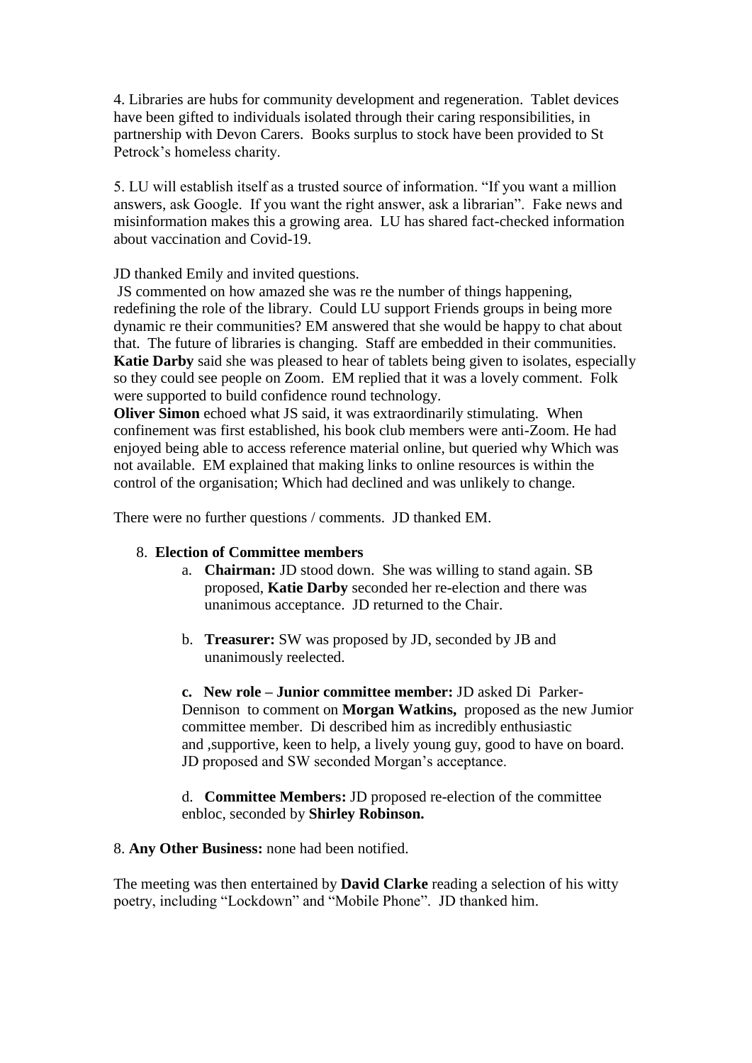4. Libraries are hubs for community development and regeneration. Tablet devices have been gifted to individuals isolated through their caring responsibilities, in partnership with Devon Carers. Books surplus to stock have been provided to St Petrock's homeless charity.

5. LU will establish itself as a trusted source of information. "If you want a million answers, ask Google. If you want the right answer, ask a librarian". Fake news and misinformation makes this a growing area. LU has shared fact-checked information about vaccination and Covid-19.

JD thanked Emily and invited questions.
JS commented on how amazed she was re the number of things happening, redefining the role of the library. Could LU support Friends groups in being more dynamic re their communities? EM answered that she would be happy to chat about that. The future of libraries is changing. Staff are embedded in their communities. **Katie Darby** said she was pleased to hear of tablets being given to isolates, especially so they could see people on Zoom. EM replied that it was a lovely comment. Folk were supported to build confidence round technology.
**Oliver Simon** echoed what JS said, it was extraordinarily stimulating. When confinement was first established, his book club members were anti-Zoom. He had enjoyed being able to access reference material online, but queried why Which was not available. EM explained that making links to online resources is within the control of the organisation; Which had declined and was unlikely to change.

There were no further questions / comments. JD thanked EM.

8. **Election of Committee members**
    a. **Chairman:** JD stood down. She was willing to stand again. SB proposed, **Katie Darby** seconded her re-election and there was unanimous acceptance. JD returned to the Chair.

    b. **Treasurer:** SW was proposed by JD, seconded by JB and unanimously reelected.

    **c. New role – Junior committee member:** JD asked Di Parker-Dennison to comment on **Morgan Watkins,** proposed as the new Jumior committee member. Di described him as incredibly enthusiastic and ,supportive, keen to help, a lively young guy, good to have on board. JD proposed and SW seconded Morgan's acceptance.

    d. **Committee Members:** JD proposed re-election of the committee enbloc, seconded by **Shirley Robinson.**

8. **Any Other Business:** none had been notified.

The meeting was then entertained by **David Clarke** reading a selection of his witty poetry, including "Lockdown" and "Mobile Phone". JD thanked him.